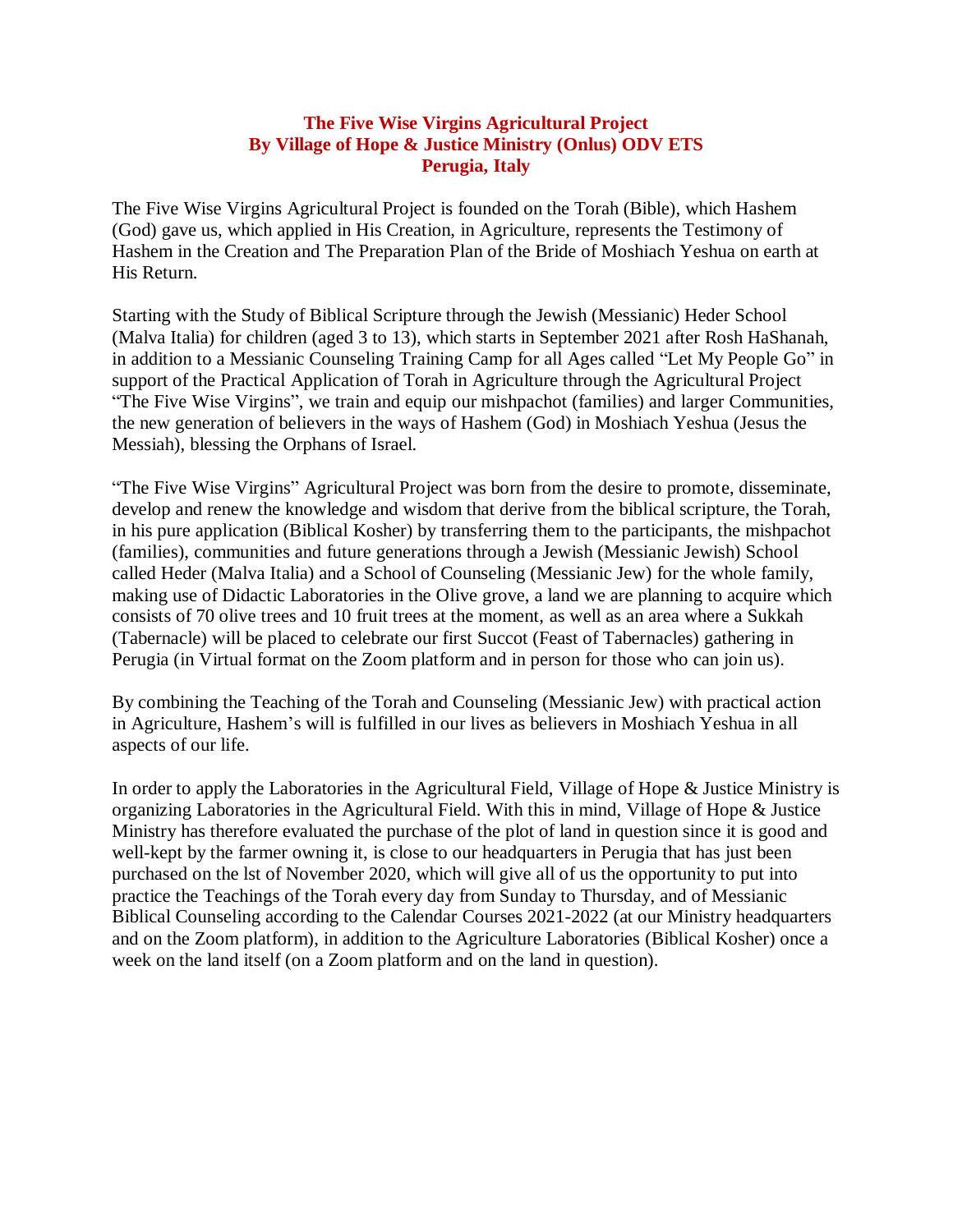# The Five Wise Virgins Agricultural Project
## By Village of Hope & Justice Ministry (Onlus) ODV ETS
## Perugia, Italy

The Five Wise Virgins Agricultural Project is founded on the Torah (Bible), which Hashem (God) gave us, which applied in His Creation, in Agriculture, represents the Testimony of Hashem in the Creation and The Preparation Plan of the Bride of Moshiach Yeshua on earth at His Return.

Starting with the Study of Biblical Scripture through the Jewish (Messianic) Heder School (Malva Italia) for children (aged 3 to 13), which starts in September 2021 after Rosh HaShanah, in addition to a Messianic Counseling Training Camp for all Ages called "Let My People Go" in support of the Practical Application of Torah in Agriculture through the Agricultural Project "The Five Wise Virgins", we train and equip our mishpachot (families) and larger Communities, the new generation of believers in the ways of Hashem (God) in Moshiach Yeshua (Jesus the Messiah), blessing the Orphans of Israel.

"The Five Wise Virgins" Agricultural Project was born from the desire to promote, disseminate, develop and renew the knowledge and wisdom that derive from the biblical scripture, the Torah, in his pure application (Biblical Kosher) by transferring them to the participants, the mishpachot (families), communities and future generations through a Jewish (Messianic Jewish) School called Heder (Malva Italia) and a School of Counseling (Messianic Jew) for the whole family, making use of Didactic Laboratories in the Olive grove, a land we are planning to acquire which consists of 70 olive trees and 10 fruit trees at the moment, as well as an area where a Sukkah (Tabernacle) will be placed to celebrate our first Succot (Feast of Tabernacles) gathering in Perugia (in Virtual format on the Zoom platform and in person for those who can join us).

By combining the Teaching of the Torah and Counseling (Messianic Jew) with practical action in Agriculture, Hashem's will is fulfilled in our lives as believers in Moshiach Yeshua in all aspects of our life.

In order to apply the Laboratories in the Agricultural Field, Village of Hope & Justice Ministry is organizing Laboratories in the Agricultural Field. With this in mind, Village of Hope & Justice Ministry has therefore evaluated the purchase of the plot of land in question since it is good and well-kept by the farmer owning it, is close to our headquarters in Perugia that has just been purchased on the lst of November 2020, which will give all of us the opportunity to put into practice the Teachings of the Torah every day from Sunday to Thursday, and of Messianic Biblical Counseling according to the Calendar Courses 2021-2022 (at our Ministry headquarters and on the Zoom platform), in addition to the Agriculture Laboratories (Biblical Kosher) once a week on the land itself (on a Zoom platform and on the land in question).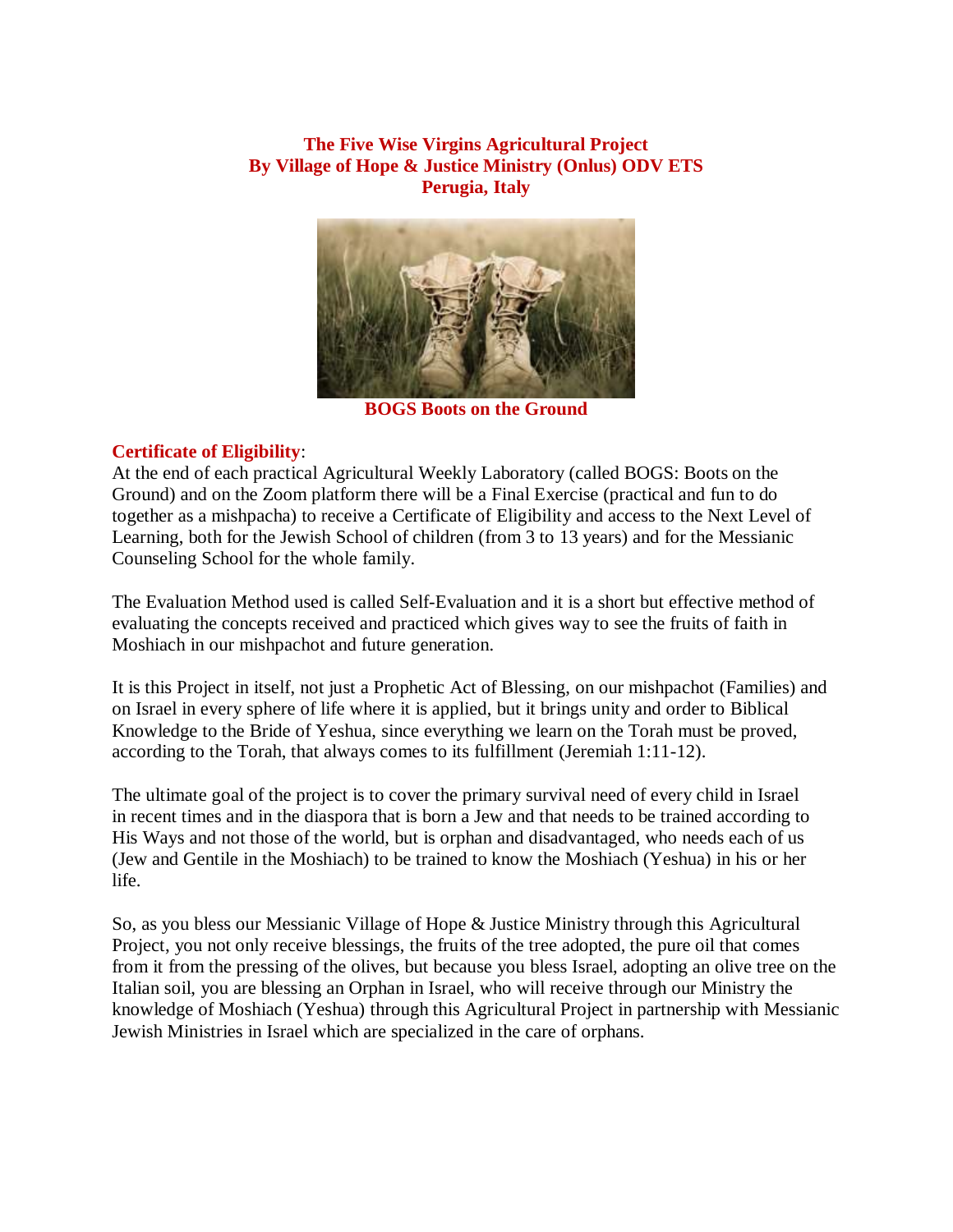**The Five Wise Virgins Agricultural Project**
**By Village of Hope & Justice Ministry (Onlus) ODV ETS**
**Perugia, Italy**

**BOGS Boots on the Ground**

**Certificate of Eligibility**:
At the end of each practical Agricultural Weekly Laboratory (called BOGS: Boots on the Ground) and on the Zoom platform there will be a Final Exercise (practical and fun to do together as a mishpacha) to receive a Certificate of Eligibility and access to the Next Level of Learning, both for the Jewish School of children (from 3 to 13 years) and for the Messianic Counseling School for the whole family.

The Evaluation Method used is called Self-Evaluation and it is a short but effective method of evaluating the concepts received and practiced which gives way to see the fruits of faith in Moshiach in our mishpachot and future generation.

It is this Project in itself, not just a Prophetic Act of Blessing, on our mishpachot (Families) and on Israel in every sphere of life where it is applied, but it brings unity and order to Biblical Knowledge to the Bride of Yeshua, since everything we learn on the Torah must be proved, according to the Torah, that always comes to its fulfillment (Jeremiah 1:11-12).

The ultimate goal of the project is to cover the primary survival need of every child in Israel in recent times and in the diaspora that is born a Jew and that needs to be trained according to His Ways and not those of the world, but is orphan and disadvantaged, who needs each of us (Jew and Gentile in the Moshiach) to be trained to know the Moshiach (Yeshua) in his or her life.

So, as you bless our Messianic Village of Hope & Justice Ministry through this Agricultural Project, you not only receive blessings, the fruits of the tree adopted, the pure oil that comes from it from the pressing of the olives, but because you bless Israel, adopting an olive tree on the Italian soil, you are blessing an Orphan in Israel, who will receive through our Ministry the knowledge of Moshiach (Yeshua) through this Agricultural Project in partnership with Messianic Jewish Ministries in Israel which are specialized in the care of orphans.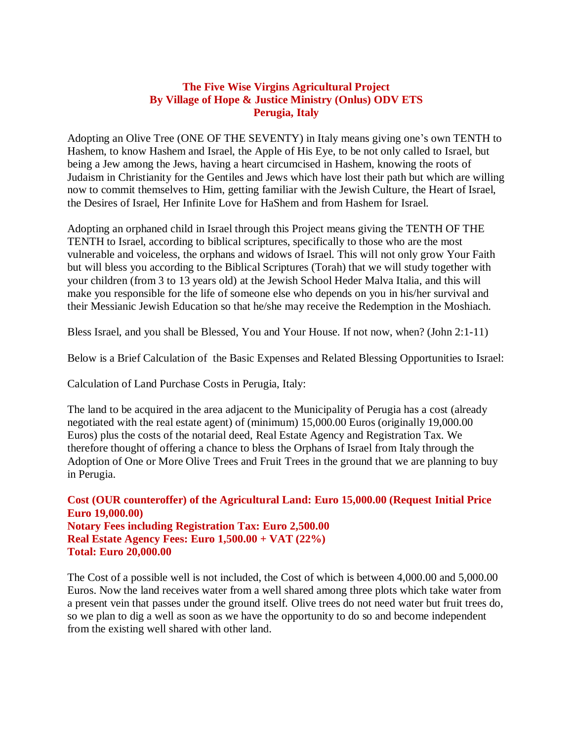**The Five Wise Virgins Agricultural Project**
**By Village of Hope & Justice Ministry (Onlus) ODV ETS**
**Perugia, Italy**

Adopting an Olive Tree (ONE OF THE SEVENTY) in Italy means giving one's own TENTH to Hashem, to know Hashem and Israel, the Apple of His Eye, to be not only called to Israel, but being a Jew among the Jews, having a heart circumcised in Hashem, knowing the roots of Judaism in Christianity for the Gentiles and Jews which have lost their path but which are willing now to commit themselves to Him, getting familiar with the Jewish Culture, the Heart of Israel, the Desires of Israel, Her Infinite Love for HaShem and from Hashem for Israel.

Adopting an orphaned child in Israel through this Project means giving the TENTH OF THE TENTH to Israel, according to biblical scriptures, specifically to those who are the most vulnerable and voiceless, the orphans and widows of Israel. This will not only grow Your Faith but will bless you according to the Biblical Scriptures (Torah) that we will study together with your children (from 3 to 13 years old) at the Jewish School Heder Malva Italia, and this will make you responsible for the life of someone else who depends on you in his/her survival and their Messianic Jewish Education so that he/she may receive the Redemption in the Moshiach.

Bless Israel, and you shall be Blessed, You and Your House. If not now, when? (John 2:1-11)

Below is a Brief Calculation of the Basic Expenses and Related Blessing Opportunities to Israel:

Calculation of Land Purchase Costs in Perugia, Italy:

The land to be acquired in the area adjacent to the Municipality of Perugia has a cost (already negotiated with the real estate agent) of (minimum) 15,000.00 Euros (originally 19,000.00 Euros) plus the costs of the notarial deed, Real Estate Agency and Registration Tax. We therefore thought of offering a chance to bless the Orphans of Israel from Italy through the Adoption of One or More Olive Trees and Fruit Trees in the ground that we are planning to buy in Perugia.

**Cost (OUR counteroffer) of the Agricultural Land: Euro 15,000.00 (Request Initial Price Euro 19,000.00)**
**Notary Fees including Registration Tax: Euro 2,500.00**
**Real Estate Agency Fees: Euro 1,500.00 + VAT (22%)**
**Total: Euro 20,000.00**

The Cost of a possible well is not included, the Cost of which is between 4,000.00 and 5,000.00 Euros. Now the land receives water from a well shared among three plots which take water from a present vein that passes under the ground itself. Olive trees do not need water but fruit trees do, so we plan to dig a well as soon as we have the opportunity to do so and become independent from the existing well shared with other land.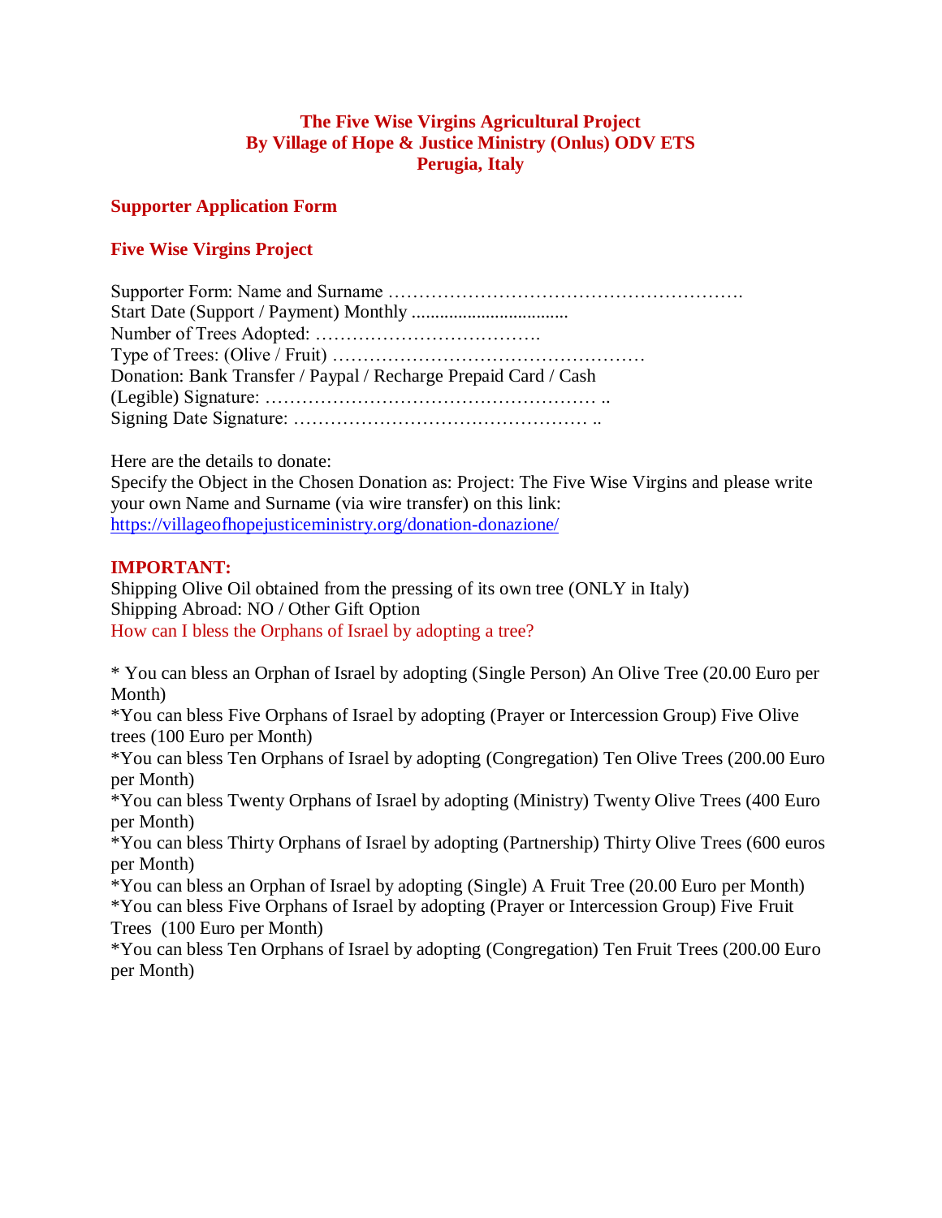**The Five Wise Virgins Agricultural Project**
**By Village of Hope & Justice Ministry (Onlus) ODV ETS**
**Perugia, Italy**

## Supporter Application Form

## Five Wise Virgins Project

Supporter Form: Name and Surname ………………………………………………….
Start Date (Support / Payment) Monthly ..................................
Number of Trees Adopted: ……………………………….
Type of Trees: (Olive / Fruit) ……………………………………………
Donation: Bank Transfer / Paypal / Recharge Prepaid Card / Cash
(Legible) Signature: ……………………………………………… ..
Signing Date Signature: ………………………………………… ..

Here are the details to donate:
Specify the Object in the Chosen Donation as: Project: The Five Wise Virgins and please write your own Name and Surname (via wire transfer) on this link:
https://villageofhopejusticeministry.org/donation-donazione/

**IMPORTANT:**
Shipping Olive Oil obtained from the pressing of its own tree (ONLY in Italy)
Shipping Abroad: NO / Other Gift Option
How can I bless the Orphans of Israel by adopting a tree?

* You can bless an Orphan of Israel by adopting (Single Person) An Olive Tree (20.00 Euro per Month)
*You can bless Five Orphans of Israel by adopting (Prayer or Intercession Group) Five Olive trees (100 Euro per Month)
*You can bless Ten Orphans of Israel by adopting (Congregation) Ten Olive Trees (200.00 Euro per Month)
*You can bless Twenty Orphans of Israel by adopting (Ministry) Twenty Olive Trees (400 Euro per Month)
*You can bless Thirty Orphans of Israel by adopting (Partnership) Thirty Olive Trees (600 euros per Month)
*You can bless an Orphan of Israel by adopting (Single) A Fruit Tree (20.00 Euro per Month)
*You can bless Five Orphans of Israel by adopting (Prayer or Intercession Group) Five Fruit Trees (100 Euro per Month)
*You can bless Ten Orphans of Israel by adopting (Congregation) Ten Fruit Trees (200.00 Euro per Month)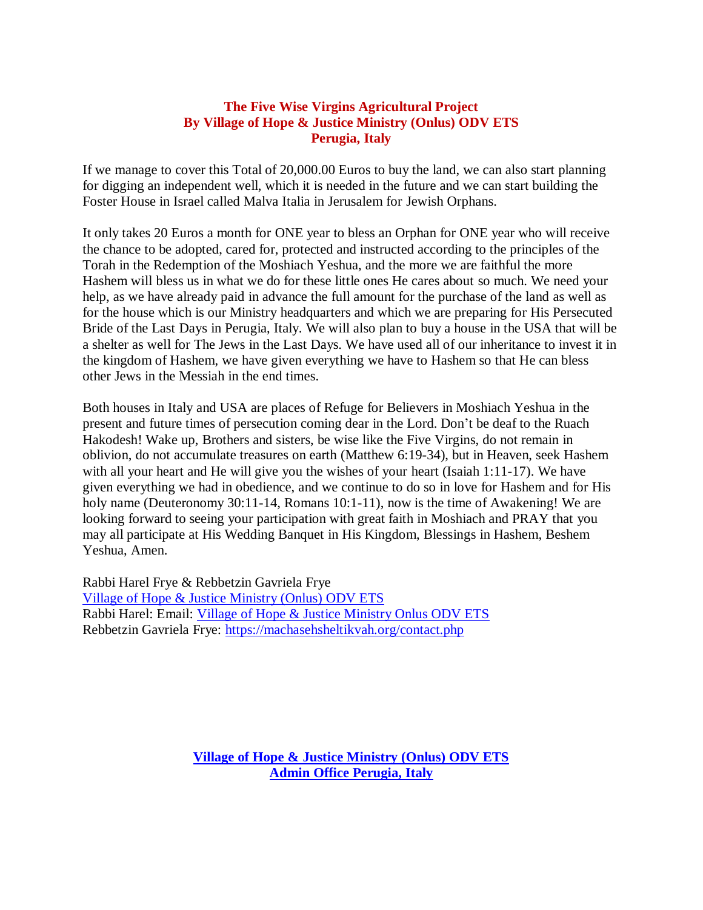**The Five Wise Virgins Agricultural Project**
**By Village of Hope & Justice Ministry (Onlus) ODV ETS**
**Perugia, Italy**

If we manage to cover this Total of 20,000.00 Euros to buy the land, we can also start planning for digging an independent well, which it is needed in the future and we can start building the Foster House in Israel called Malva Italia in Jerusalem for Jewish Orphans.

It only takes 20 Euros a month for ONE year to bless an Orphan for ONE year who will receive the chance to be adopted, cared for, protected and instructed according to the principles of the Torah in the Redemption of the Moshiach Yeshua, and the more we are faithful the more Hashem will bless us in what we do for these little ones He cares about so much. We need your help, as we have already paid in advance the full amount for the purchase of the land as well as for the house which is our Ministry headquarters and which we are preparing for His Persecuted Bride of the Last Days in Perugia, Italy. We will also plan to buy a house in the USA that will be a shelter as well for The Jews in the Last Days. We have used all of our inheritance to invest it in the kingdom of Hashem, we have given everything we have to Hashem so that He can bless other Jews in the Messiah in the end times.

Both houses in Italy and USA are places of Refuge for Believers in Moshiach Yeshua in the present and future times of persecution coming dear in the Lord. Don't be deaf to the Ruach Hakodesh! Wake up, Brothers and sisters, be wise like the Five Virgins, do not remain in oblivion, do not accumulate treasures on earth (Matthew 6:19-34), but in Heaven, seek Hashem with all your heart and He will give you the wishes of your heart (Isaiah 1:11-17). We have given everything we had in obedience, and we continue to do so in love for Hashem and for His holy name (Deuteronomy 30:11-14, Romans 10:1-11), now is the time of Awakening! We are looking forward to seeing your participation with great faith in Moshiach and PRAY that you may all participate at His Wedding Banquet in His Kingdom, Blessings in Hashem, Beshem Yeshua, Amen.

Rabbi Harel Frye & Rebbetzin Gavriela Frye
Village of Hope & Justice Ministry (Onlus) ODV ETS
Rabbi Harel: Email: Village of Hope & Justice Ministry Onlus ODV ETS
Rebbetzin Gavriela Frye: https://machasehsheltikvah.org/contact.php

**Village of Hope & Justice Ministry (Onlus) ODV ETS**
**Admin Office Perugia, Italy**